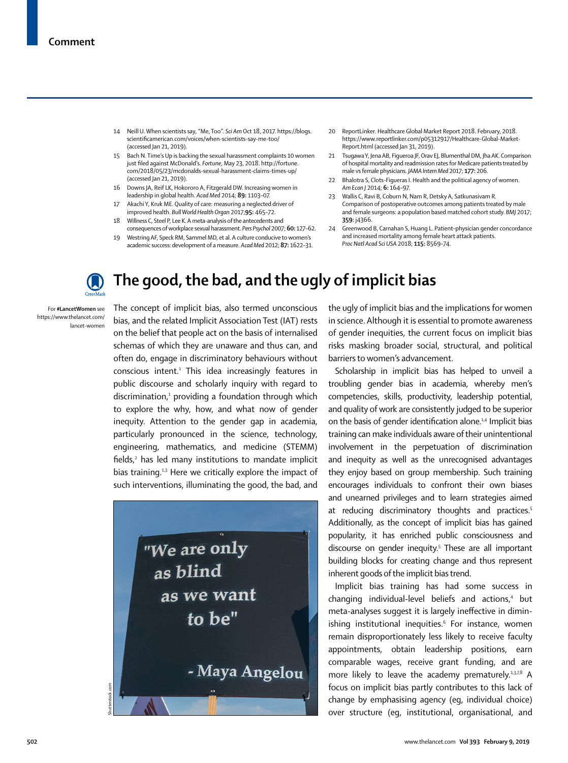14 Neill U. When scientists say, "Me, Too". *Sci Am* Oct 18, 2017. https://blogs.scientificamerican.com/voices/when-scientists-say-me-too/ (accessed Jan 21, 2019).

15 Bach N. Time's Up is backing the sexual harassment complaints 10 women just filed against McDonald's. *Fortune*, May 23, 2018. http://fortune.com/2018/05/23/mcdonalds-sexual-harassment-claims-times-up/ (accessed Jan 21, 2019).

16 Downs JA, Reif LK, Hokororo A, Fitzgerald DW. Increasing women in leadership in global health. *Acad Med* 2014; **89:** 1103–07.

17 Akachi Y, Kruk ME. Quality of care: measuring a neglected driver of improved health. *Bull World Health Organ* 2017;**95:** 465–72.

18 Willness C, Steel P, Lee K. A meta-analysis of the antecedents and consequences of workplace sexual harassment. *Pers Psychol* 2007; **60:** 127–62.

19 Westring AF, Speck RM, Sammel MD, et al. A culture conducive to women's academic success: development of a measure. *Acad Med* 2012; **87:** 1622–31.

20 ReportLinker. Healthcare Global Market Report 2018. February, 2018. https://www.reportlinker.com/p05312917/Healthcare-Global-Market-Report.html (accessed Jan 31, 2019).

21 Tsugawa Y, Jena AB, Figueroa JF, Orav EJ, Blumenthal DM, Jha AK. Comparison of hospital mortality and readmission rates for Medicare patients treated by male vs female physicians. *JAMA Intern Med* 2017; **177:** 206.

22 Bhalotra S, Clots-Figueras I. Health and the political agency of women. *Am Econ J* 2014; **6:** 164–97.

23 Wallis C, Ravi B, Coburn N, Nam R, Detsky A, Satkunasivam R. Comparison of postoperative outcomes among patients treated by male and female surgeons: a population based matched cohort study. *BMJ* 2017; **359:** j4366.

24 Greenwood B, Carnahan S, Huang L. Patient-physician gender concordance and increased mortality among female heart attack patients. *Proc Natl Acad Sci USA* 2018; **115:** 8569–74.

# The good, the bad, and the ugly of implicit bias

For **#LancetWomen** see https://www.thelancet.com/lancet-women

The concept of implicit bias, also termed unconscious bias, and the related Implicit Association Test (IAT) rests on the belief that people act on the basis of internalised schemas of which they are unaware and thus can, and often do, engage in discriminatory behaviours without conscious intent.[1] This idea increasingly features in public discourse and scholarly inquiry with regard to discrimination,[1] providing a foundation through which to explore the why, how, and what now of gender inequity. Attention to the gender gap in academia, particularly pronounced in the science, technology, engineering, mathematics, and medicine (STEMM) fields,[2] has led many institutions to mandate implicit bias training.[1,3] Here we critically explore the impact of such interventions, illuminating the good, the bad, and the ugly of implicit bias and the implications for women in science. Although it is essential to promote awareness of gender inequities, the current focus on implicit bias risks masking broader social, structural, and political barriers to women's advancement.

Scholarship in implicit bias has helped to unveil a troubling gender bias in academia, whereby men's competencies, skills, productivity, leadership potential, and quality of work are consistently judged to be superior on the basis of gender identification alone.[1,4] Implicit bias training can make individuals aware of their unintentional involvement in the perpetuation of discrimination and inequity as well as the unrecognised advantages they enjoy based on group membership. Such training encourages individuals to confront their own biases and unearned privileges and to learn strategies aimed at reducing discriminatory thoughts and practices.[5] Additionally, as the concept of implicit bias has gained popularity, it has enriched public consciousness and discourse on gender inequity.[5] These are all important building blocks for creating change and thus represent inherent goods of the implicit bias trend.

Implicit bias training has had some success in changing individual-level beliefs and actions,[4] but meta-analyses suggest it is largely ineffective in diminishing institutional inequities.[6] For instance, women remain disproportionately less likely to receive faculty appointments, obtain leadership positions, earn comparable wages, receive grant funding, and are more likely to leave the academy prematurely.[1,3,7,8] A focus on implicit bias partly contributes to this lack of change by emphasising agency (eg, individual choice) over structure (eg, institutional, organisational, and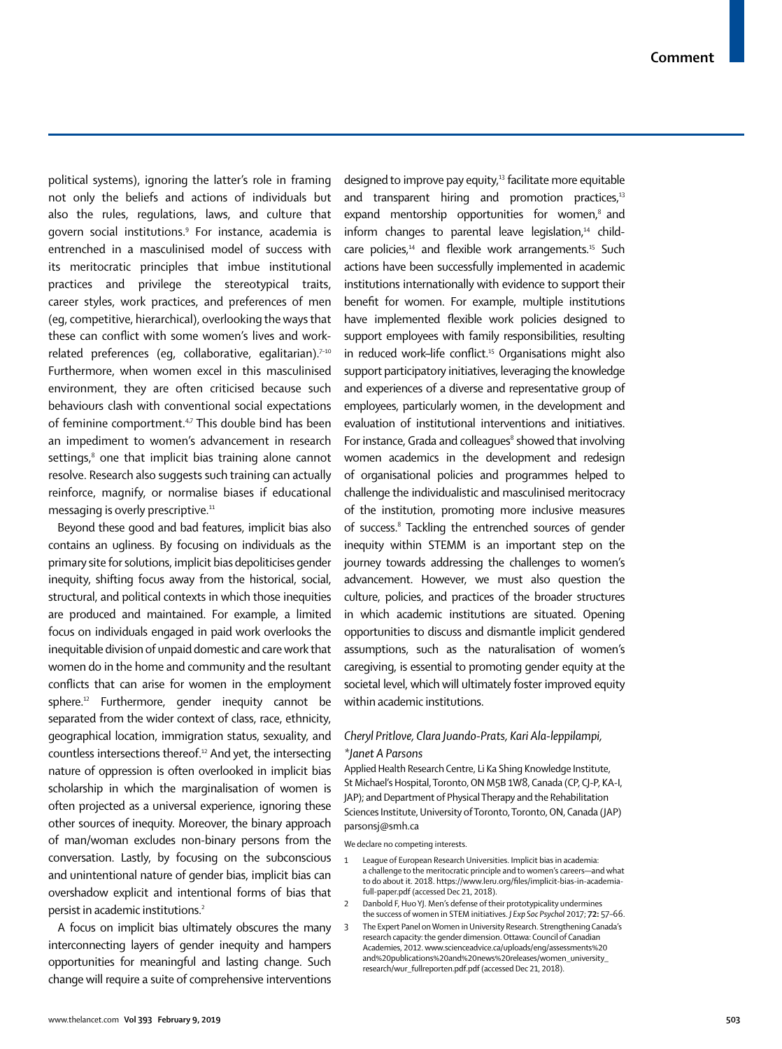political systems), ignoring the latter's role in framing not only the beliefs and actions of individuals but also the rules, regulations, laws, and culture that govern social institutions.[9] For instance, academia is entrenched in a masculinised model of success with its meritocratic principles that imbue institutional practices and privilege the stereotypical traits, career styles, work practices, and preferences of men (eg, competitive, hierarchical), overlooking the ways that these can conflict with some women's lives and work-related preferences (eg, collaborative, egalitarian).[7–10] Furthermore, when women excel in this masculinised environment, they are often criticised because such behaviours clash with conventional social expectations of feminine comportment.[4,7] This double bind has been an impediment to women's advancement in research settings,[8] one that implicit bias training alone cannot resolve. Research also suggests such training can actually reinforce, magnify, or normalise biases if educational messaging is overly prescriptive.[11]

Beyond these good and bad features, implicit bias also contains an ugliness. By focusing on individuals as the primary site for solutions, implicit bias depoliticises gender inequity, shifting focus away from the historical, social, structural, and political contexts in which those inequities are produced and maintained. For example, a limited focus on individuals engaged in paid work overlooks the inequitable division of unpaid domestic and care work that women do in the home and community and the resultant conflicts that can arise for women in the employment sphere.[12] Furthermore, gender inequity cannot be separated from the wider context of class, race, ethnicity, geographical location, immigration status, sexuality, and countless intersections thereof.[12] And yet, the intersecting nature of oppression is often overlooked in implicit bias scholarship in which the marginalisation of women is often projected as a universal experience, ignoring these other sources of inequity. Moreover, the binary approach of man/woman excludes non-binary persons from the conversation. Lastly, by focusing on the subconscious and unintentional nature of gender bias, implicit bias can overshadow explicit and intentional forms of bias that persist in academic institutions.[2]

A focus on implicit bias ultimately obscures the many interconnecting layers of gender inequity and hampers opportunities for meaningful and lasting change. Such change will require a suite of comprehensive interventions designed to improve pay equity,[13] facilitate more equitable and transparent hiring and promotion practices,[13] expand mentorship opportunities for women,[8] and inform changes to parental leave legislation,[14] child-care policies,[14] and flexible work arrangements.[15] Such actions have been successfully implemented in academic institutions internationally with evidence to support their benefit for women. For example, multiple institutions have implemented flexible work policies designed to support employees with family responsibilities, resulting in reduced work–life conflict.[15] Organisations might also support participatory initiatives, leveraging the knowledge and experiences of a diverse and representative group of employees, particularly women, in the development and evaluation of institutional interventions and initiatives. For instance, Grada and colleagues[8] showed that involving women academics in the development and redesign of organisational policies and programmes helped to challenge the individualistic and masculinised meritocracy of the institution, promoting more inclusive measures of success.[8] Tackling the entrenched sources of gender inequity within STEMM is an important step on the journey towards addressing the challenges to women's advancement. However, we must also question the culture, policies, and practices of the broader structures in which academic institutions are situated. Opening opportunities to discuss and dismantle implicit gendered assumptions, such as the naturalisation of women's caregiving, is essential to promoting gender equity at the societal level, which will ultimately foster improved equity within academic institutions.

*Cheryl Pritlove, Clara Juando-Prats, Kari Ala-leppilampi, \*Janet A Parsons*

Applied Health Research Centre, Li Ka Shing Knowledge Institute, St Michael's Hospital, Toronto, ON M5B 1W8, Canada (CP, CJ-P, KA-I, JAP); and Department of Physical Therapy and the Rehabilitation Sciences Institute, University of Toronto, Toronto, ON, Canada (JAP) parsonsj@smh.ca

We declare no competing interests.

1. League of European Research Universities. Implicit bias in academia: a challenge to the meritocratic principle and to women's careers—and what to do about it. 2018. https://www.leru.org/files/implicit-bias-in-academia-full-paper.pdf (accessed Dec 21, 2018).
2. Danbold F, Huo YJ. Men's defense of their prototypicality undermines the success of women in STEM initiatives. *J Exp Soc Psychol* 2017; **72:** 57–66.
3. The Expert Panel on Women in University Research. Strengthening Canada's research capacity: the gender dimension. Ottawa: Council of Canadian Academies, 2012. www.scienceadvice.ca/uploads/eng/assessments%20and%20publications%20and%20news%20releases/women_university_research/wur_fullreporten.pdf.pdf (accessed Dec 21, 2018).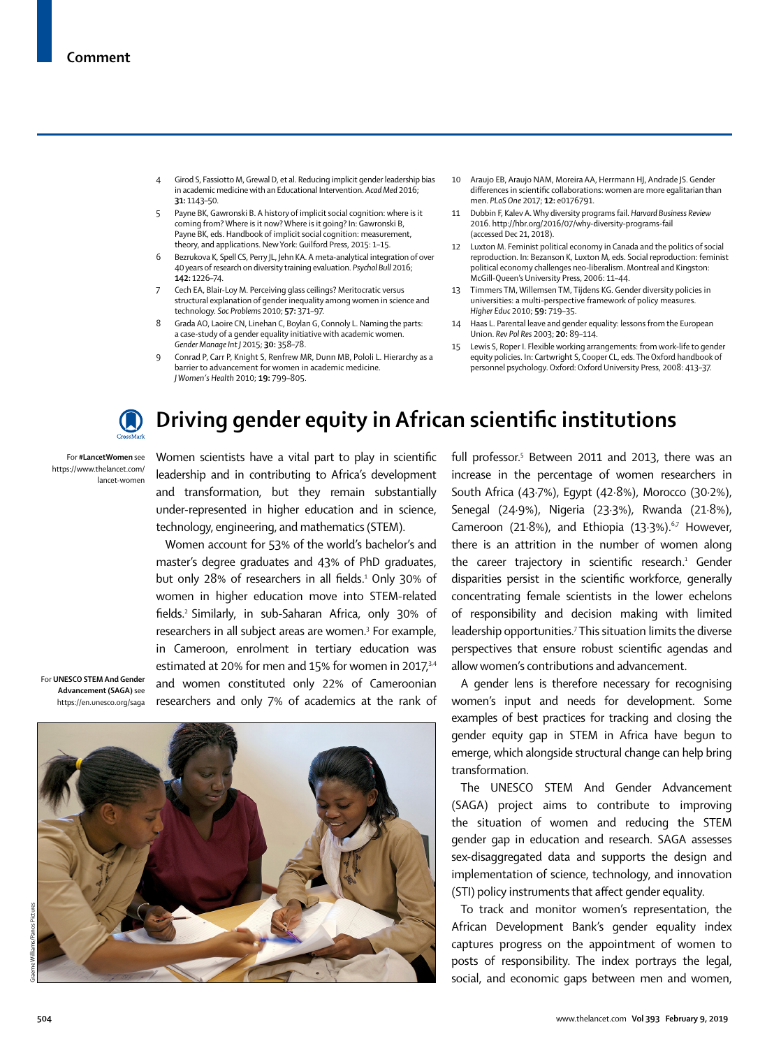4 Girod S, Fassiotto M, Grewal D, et al. Reducing implicit gender leadership bias in academic medicine with an Educational Intervention. *Acad Med* 2016; **31:** 1143–50.

5 Payne BK, Gawronski B. A history of implicit social cognition: where is it coming from? Where is it now? Where is it going? In: Gawronski B, Payne BK, eds. Handbook of implicit social cognition: measurement, theory, and applications. New York: Guilford Press, 2015: 1–15.

6 Bezrukova K, Spell CS, Perry JL, Jehn KA. A meta-analytical integration of over 40 years of research on diversity training evaluation. *Psychol Bull* 2016; **142:** 1226–74.

7 Cech EA, Blair-Loy M. Perceiving glass ceilings? Meritocratic versus structural explanation of gender inequality among women in science and technology. *Soc Problems* 2010; **57:** 371–97.

8 Grada AO, Laoire CN, Linehan C, Boylan G, Connoly L. Naming the parts: a case-study of a gender equality initiative with academic women. *Gender Manage Int J* 2015; **30:** 358–78.

9 Conrad P, Carr P, Knight S, Renfrew MR, Dunn MB, Pololi L. Hierarchy as a barrier to advancement for women in academic medicine. *J Women's Health* 2010; **19:** 799–805.

10 Araujo EB, Araujo NAM, Moreira AA, Herrmann HJ, Andrade JS. Gender differences in scientific collaborations: women are more egalitarian than men. *PLoS One* 2017; **12:** e0176791.

11 Dubbin F, Kalev A. Why diversity programs fail. *Harvard Business Review* 2016. http://hbr.org/2016/07/why-diversity-programs-fail (accessed Dec 21, 2018).

12 Luxton M. Feminist political economy in Canada and the politics of social reproduction. In: Bezanson K, Luxton M, eds. Social reproduction: feminist political economy challenges neo-liberalism. Montreal and Kingston: McGill-Queen's University Press, 2006: 11–44.

13 Timmers TM, Willemsen TM, Tijdens KG. Gender diversity policies in universities: a multi-perspective framework of policy measures. *Higher Educ* 2010; **59:** 719–35.

14 Haas L. Parental leave and gender equality: lessons from the European Union. *Rev Pol Res* 2003; **20:** 89–114.

15 Lewis S, Roper I. Flexible working arrangements: from work-life to gender equity policies. In: Cartwright S, Cooper CL, eds. The Oxford handbook of personnel psychology. Oxford: Oxford University Press, 2008: 413–37.

# Driving gender equity in African scientific institutions

For **#LancetWomen** see https://www.thelancet.com/lancet-women

Women scientists have a vital part to play in scientific leadership and in contributing to Africa's development and transformation, but they remain substantially under-represented in higher education and in science, technology, engineering, and mathematics (STEM).

Women account for 53% of the world's bachelor's and master's degree graduates and 43% of PhD graduates, but only 28% of researchers in all fields.[1] Only 30% of women in higher education move into STEM-related fields.[2] Similarly, in sub-Saharan Africa, only 30% of researchers in all subject areas are women.[3] For example, in Cameroon, enrolment in tertiary education was estimated at 20% for men and 15% for women in 2017,[3,4] and women constituted only 22% of Cameroonian researchers and only 7% of academics at the rank of full professor.[5] Between 2011 and 2013, there was an increase in the percentage of women researchers in South Africa (43·7%), Egypt (42·8%), Morocco (30·2%), Senegal (24·9%), Nigeria (23·3%), Rwanda (21·8%), Cameroon (21·8%), and Ethiopia (13·3%).[6,7] However, there is an attrition in the number of women along the career trajectory in scientific research.[1] Gender disparities persist in the scientific workforce, generally concentrating female scientists in the lower echelons of responsibility and decision making with limited leadership opportunities.[7] This situation limits the diverse perspectives that ensure robust scientific agendas and allow women's contributions and advancement.

For **UNESCO STEM And Gender Advancement (SAGA)** see https://en.unesco.org/saga

Graeme Williams/Panos Pictures

A gender lens is therefore necessary for recognising women's input and needs for development. Some examples of best practices for tracking and closing the gender equity gap in STEM in Africa have begun to emerge, which alongside structural change can help bring transformation.

The UNESCO STEM And Gender Advancement (SAGA) project aims to contribute to improving the situation of women and reducing the STEM gender gap in education and research. SAGA assesses sex-disaggregated data and supports the design and implementation of science, technology, and innovation (STI) policy instruments that affect gender equality.

To track and monitor women's representation, the African Development Bank's gender equality index captures progress on the appointment of women to posts of responsibility. The index portrays the legal, social, and economic gaps between men and women,